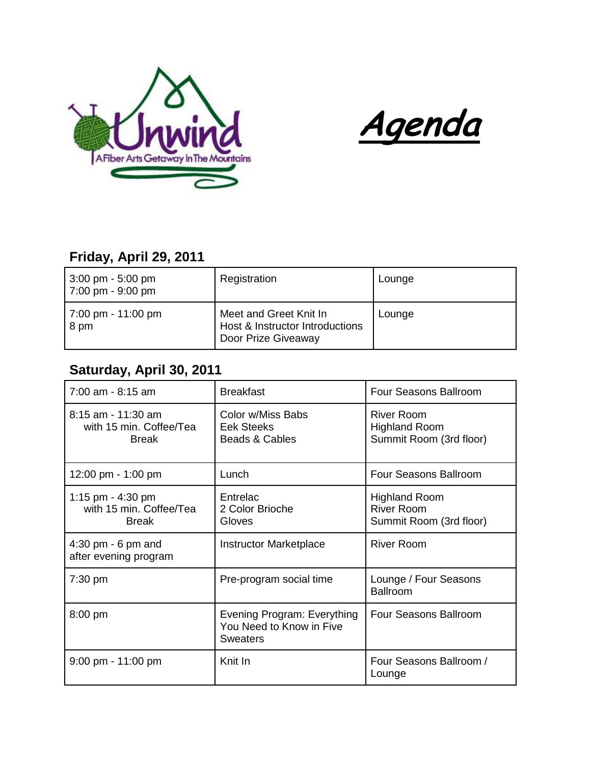Unwind
A Fiber Arts Getaway In The Mountains

# Agenda

## Friday, April 29, 2011

| | | |
|---|---|---|
| 3:00 pm - 5:00 pm<br>7:00 pm - 9:00 pm | Registration | Lounge |
| 7:00 pm - 11:00 pm<br>8 pm | Meet and Greet Knit In<br>Host & Instructor Introductions<br>Door Prize Giveaway | Lounge |

## Saturday, April 30, 2011

| | | |
|---|---|---|
| 7:00 am - 8:15 am | Breakfast | Four Seasons Ballroom |
| 8:15 am - 11:30 am<br>with 15 min. Coffee/Tea Break | Color w/Miss Babs<br>Eek Steeks<br>Beads & Cables | River Room<br>Highland Room<br>Summit Room (3rd floor) |
| 12:00 pm - 1:00 pm | Lunch | Four Seasons Ballroom |
| 1:15 pm - 4:30 pm<br>with 15 min. Coffee/Tea Break | Entrelac<br>2 Color Brioche<br>Gloves | Highland Room<br>River Room<br>Summit Room (3rd floor) |
| 4:30 pm - 6 pm and after evening program | Instructor Marketplace | River Room |
| 7:30 pm | Pre-program social time | Lounge / Four Seasons Ballroom |
| 8:00 pm | Evening Program: Everything You Need to Know in Five Sweaters | Four Seasons Ballroom |
| 9:00 pm - 11:00 pm | Knit In | Four Seasons Ballroom / Lounge |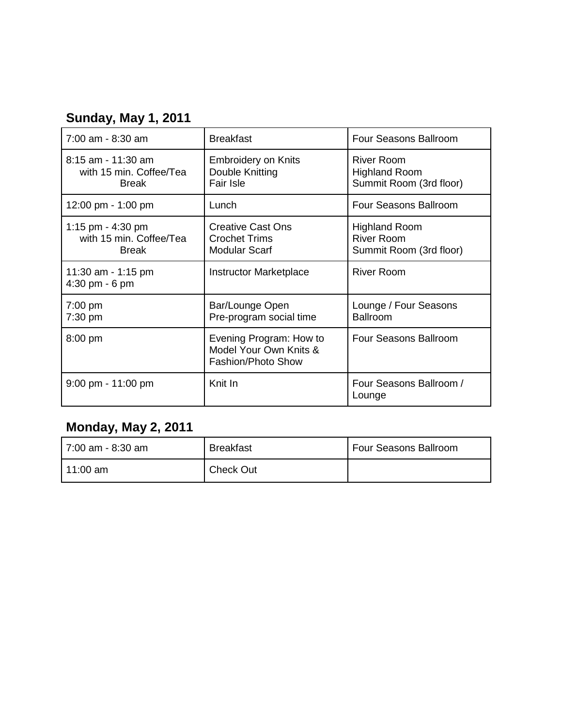## Sunday, May 1, 2011

| | | |
|---|---|---|
| 7:00 am - 8:30 am | Breakfast | Four Seasons Ballroom |
| 8:15 am - 11:30 am<br>with 15 min. Coffee/Tea Break | Embroidery on Knits<br>Double Knitting<br>Fair Isle | River Room<br>Highland Room<br>Summit Room (3rd floor) |
| 12:00 pm - 1:00 pm | Lunch | Four Seasons Ballroom |
| 1:15 pm - 4:30 pm<br>with 15 min. Coffee/Tea Break | Creative Cast Ons<br>Crochet Trims<br>Modular Scarf | Highland Room<br>River Room<br>Summit Room (3rd floor) |
| 11:30 am - 1:15 pm<br>4:30 pm - 6 pm | Instructor Marketplace | River Room |
| 7:00 pm<br>7:30 pm | Bar/Lounge Open<br>Pre-program social time | Lounge / Four Seasons Ballroom |
| 8:00 pm | Evening Program: How to Model Your Own Knits & Fashion/Photo Show | Four Seasons Ballroom |
| 9:00 pm - 11:00 pm | Knit In | Four Seasons Ballroom / Lounge |

## Monday, May 2, 2011

| | | |
|---|---|---|
| 7:00 am - 8:30 am | Breakfast | Four Seasons Ballroom |
| 11:00 am | Check Out | |